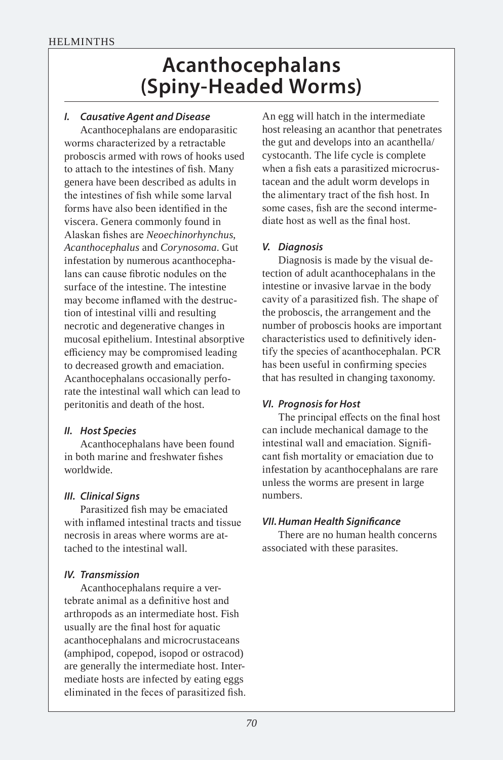# Acanthocephalans (Spiny-Headed Worms)

### *I. Causative Agent and Disease*

Acanthocephalans are endoparasitic worms characterized by a retractable proboscis armed with rows of hooks used to attach to the intestines of fish. Many genera have been described as adults in the intestines of fish while some larval forms have also been identified in the viscera. Genera commonly found in Alaskan fishes are *Neoechinorhynchus, Acanthocephalus* and *Corynosoma*. Gut infestation by numerous acanthocephalans can cause fibrotic nodules on the surface of the intestine. The intestine may become inflamed with the destruction of intestinal villi and resulting necrotic and degenerative changes in mucosal epithelium. Intestinal absorptive efficiency may be compromised leading to decreased growth and emaciation. Acanthocephalans occasionally perforate the intestinal wall which can lead to peritonitis and death of the host.

### *II. Host Species*

Acanthocephalans have been found in both marine and freshwater fishes worldwide.

### *III. Clinical Signs*

Parasitized fish may be emaciated with inflamed intestinal tracts and tissue necrosis in areas where worms are attached to the intestinal wall.

### *IV. Transmission*

Acanthocephalans require a vertebrate animal as a definitive host and arthropods as an intermediate host. Fish usually are the final host for aquatic acanthocephalans and microcrustaceans (amphipod, copepod, isopod or ostracod) are generally the intermediate host. Intermediate hosts are infected by eating eggs eliminated in the feces of parasitized fish. An egg will hatch in the intermediate host releasing an acanthor that penetrates the gut and develops into an acanthella/cystocanth. The life cycle is complete when a fish eats a parasitized microcrustacean and the adult worm develops in the alimentary tract of the fish host. In some cases, fish are the second intermediate host as well as the final host.

### *V. Diagnosis*

Diagnosis is made by the visual detection of adult acanthocephalans in the intestine or invasive larvae in the body cavity of a parasitized fish. The shape of the proboscis, the arrangement and the number of proboscis hooks are important characteristics used to definitively identify the species of acanthocephalan. PCR has been useful in confirming species that has resulted in changing taxonomy.

### *VI. Prognosis for Host*

The principal effects on the final host can include mechanical damage to the intestinal wall and emaciation. Significant fish mortality or emaciation due to infestation by acanthocephalans are rare unless the worms are present in large numbers.

### *VII. Human Health Significance*

There are no human health concerns associated with these parasites.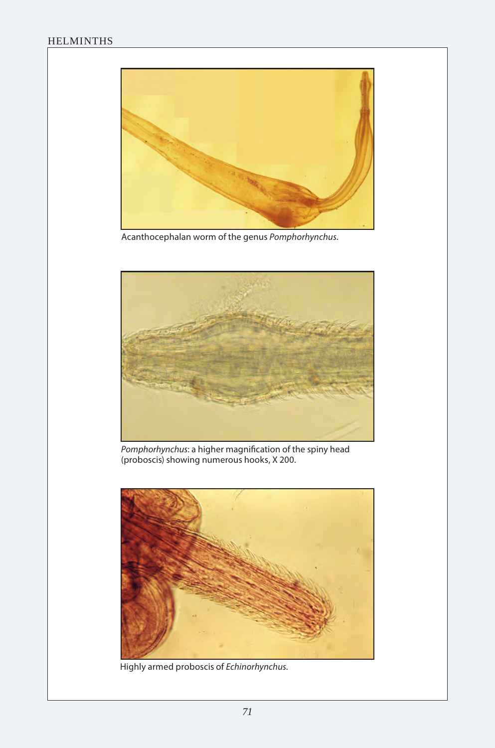Acanthocephalan worm of the genus *Pomphorhynchus*.

*Pomphorhynchus*: a higher magnification of the spiny head (proboscis) showing numerous hooks, X 200.

Highly armed proboscis of *Echinorhynchus.*